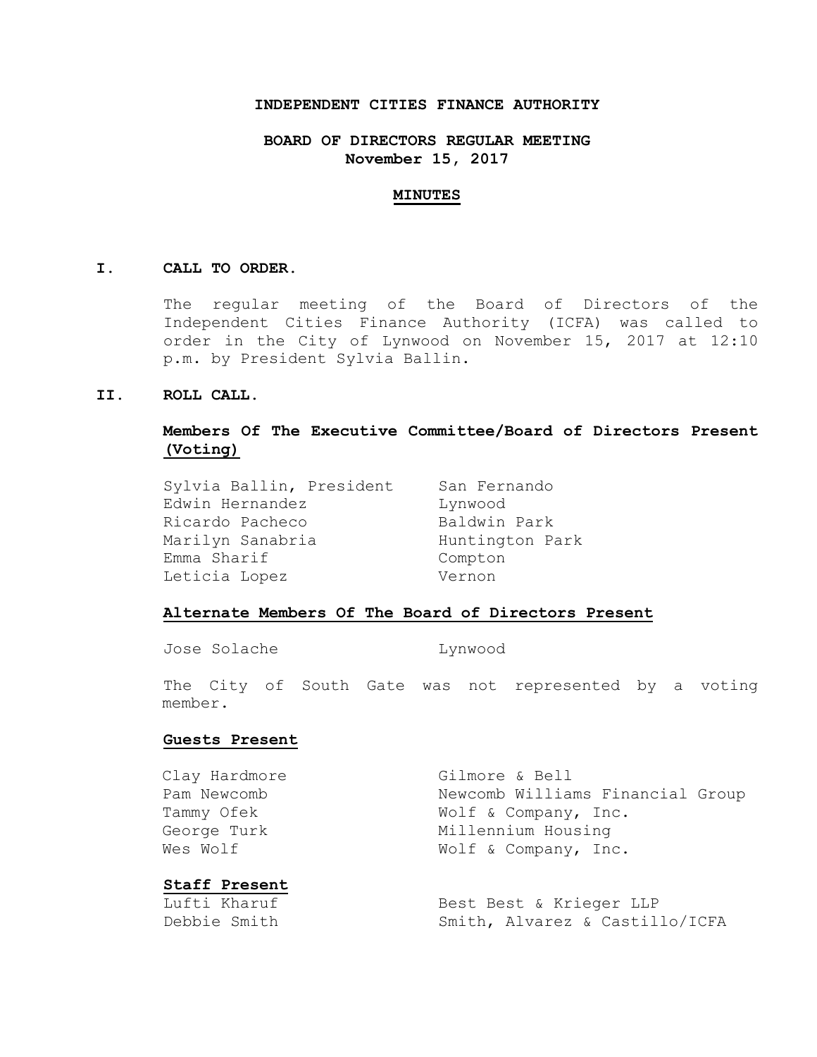**INDEPENDENT CITIES FINANCE AUTHORITY**

**BOARD OF DIRECTORS REGULAR MEETING**
**November 15, 2017**

**MINUTES**

## I. CALL TO ORDER.

The regular meeting of the Board of Directors of the Independent Cities Finance Authority (ICFA) was called to order in the City of Lynwood on November 15, 2017 at 12:10 p.m. by President Sylvia Ballin.

## II. ROLL CALL.

**Members Of The Executive Committee/Board of Directors Present (Voting)**

| | |
|---|---|
| Sylvia Ballin, President | San Fernando |
| Edwin Hernandez | Lynwood |
| Ricardo Pacheco | Baldwin Park |
| Marilyn Sanabria | Huntington Park |
| Emma Sharif | Compton |
| Leticia Lopez | Vernon |

**Alternate Members Of The Board of Directors Present**

| | |
|---|---|
| Jose Solache | Lynwood |

The City of South Gate was not represented by a voting member.

**Guests Present**

| | |
|---|---|
| Clay Hardmore | Gilmore & Bell |
| Pam Newcomb | Newcomb Williams Financial Group |
| Tammy Ofek | Wolf & Company, Inc. |
| George Turk | Millennium Housing |
| Wes Wolf | Wolf & Company, Inc. |

**Staff Present**

| | |
|---|---|
| Lufti Kharuf | Best Best & Krieger LLP |
| Debbie Smith | Smith, Alvarez & Castillo/ICFA |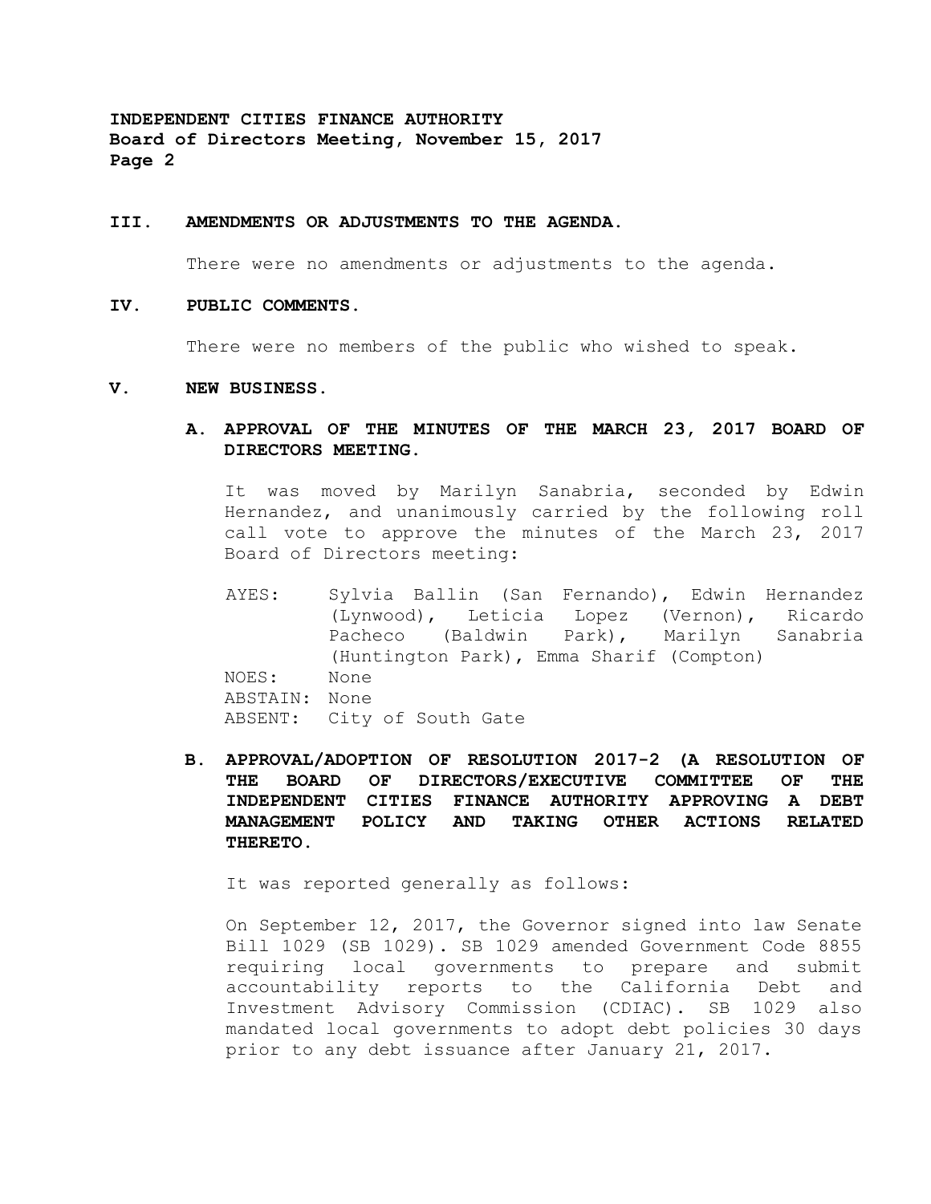## III. AMENDMENTS OR ADJUSTMENTS TO THE AGENDA.

There were no amendments or adjustments to the agenda.

## IV. PUBLIC COMMENTS.

There were no members of the public who wished to speak.

## V. NEW BUSINESS.

### A. APPROVAL OF THE MINUTES OF THE MARCH 23, 2017 BOARD OF DIRECTORS MEETING.

It was moved by Marilyn Sanabria, seconded by Edwin Hernandez, and unanimously carried by the following roll call vote to approve the minutes of the March 23, 2017 Board of Directors meeting:

AYES: Sylvia Ballin (San Fernando), Edwin Hernandez (Lynwood), Leticia Lopez (Vernon), Ricardo Pacheco (Baldwin Park), Marilyn Sanabria (Huntington Park), Emma Sharif (Compton)
NOES: None
ABSTAIN: None
ABSENT: City of South Gate

### B. APPROVAL/ADOPTION OF RESOLUTION 2017-2 (A RESOLUTION OF THE BOARD OF DIRECTORS/EXECUTIVE COMMITTEE OF THE INDEPENDENT CITIES FINANCE AUTHORITY APPROVING A DEBT MANAGEMENT POLICY AND TAKING OTHER ACTIONS RELATED THERETO.

It was reported generally as follows:

On September 12, 2017, the Governor signed into law Senate Bill 1029 (SB 1029). SB 1029 amended Government Code 8855 requiring local governments to prepare and submit accountability reports to the California Debt and Investment Advisory Commission (CDIAC). SB 1029 also mandated local governments to adopt debt policies 30 days prior to any debt issuance after January 21, 2017.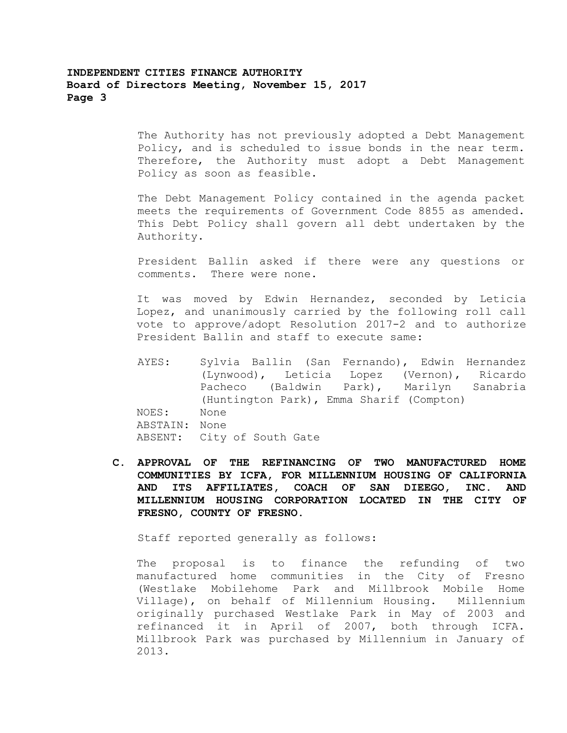The Authority has not previously adopted a Debt Management Policy, and is scheduled to issue bonds in the near term. Therefore, the Authority must adopt a Debt Management Policy as soon as feasible.

The Debt Management Policy contained in the agenda packet meets the requirements of Government Code 8855 as amended. This Debt Policy shall govern all debt undertaken by the Authority.

President Ballin asked if there were any questions or comments. There were none.

It was moved by Edwin Hernandez, seconded by Leticia Lopez, and unanimously carried by the following roll call vote to approve/adopt Resolution 2017-2 and to authorize President Ballin and staff to execute same:

AYES: Sylvia Ballin (San Fernando), Edwin Hernandez (Lynwood), Leticia Lopez (Vernon), Ricardo Pacheco (Baldwin Park), Marilyn Sanabria (Huntington Park), Emma Sharif (Compton)
NOES: None
ABSTAIN: None
ABSENT: City of South Gate

**C. APPROVAL OF THE REFINANCING OF TWO MANUFACTURED HOME COMMUNITIES BY ICFA, FOR MILLENNIUM HOUSING OF CALIFORNIA AND ITS AFFILIATES, COACH OF SAN DIEEGO, INC. AND MILLENNIUM HOUSING CORPORATION LOCATED IN THE CITY OF FRESNO, COUNTY OF FRESNO.**

Staff reported generally as follows:

The proposal is to finance the refunding of two manufactured home communities in the City of Fresno (Westlake Mobilehome Park and Millbrook Mobile Home Village), on behalf of Millennium Housing. Millennium originally purchased Westlake Park in May of 2003 and refinanced it in April of 2007, both through ICFA. Millbrook Park was purchased by Millennium in January of 2013.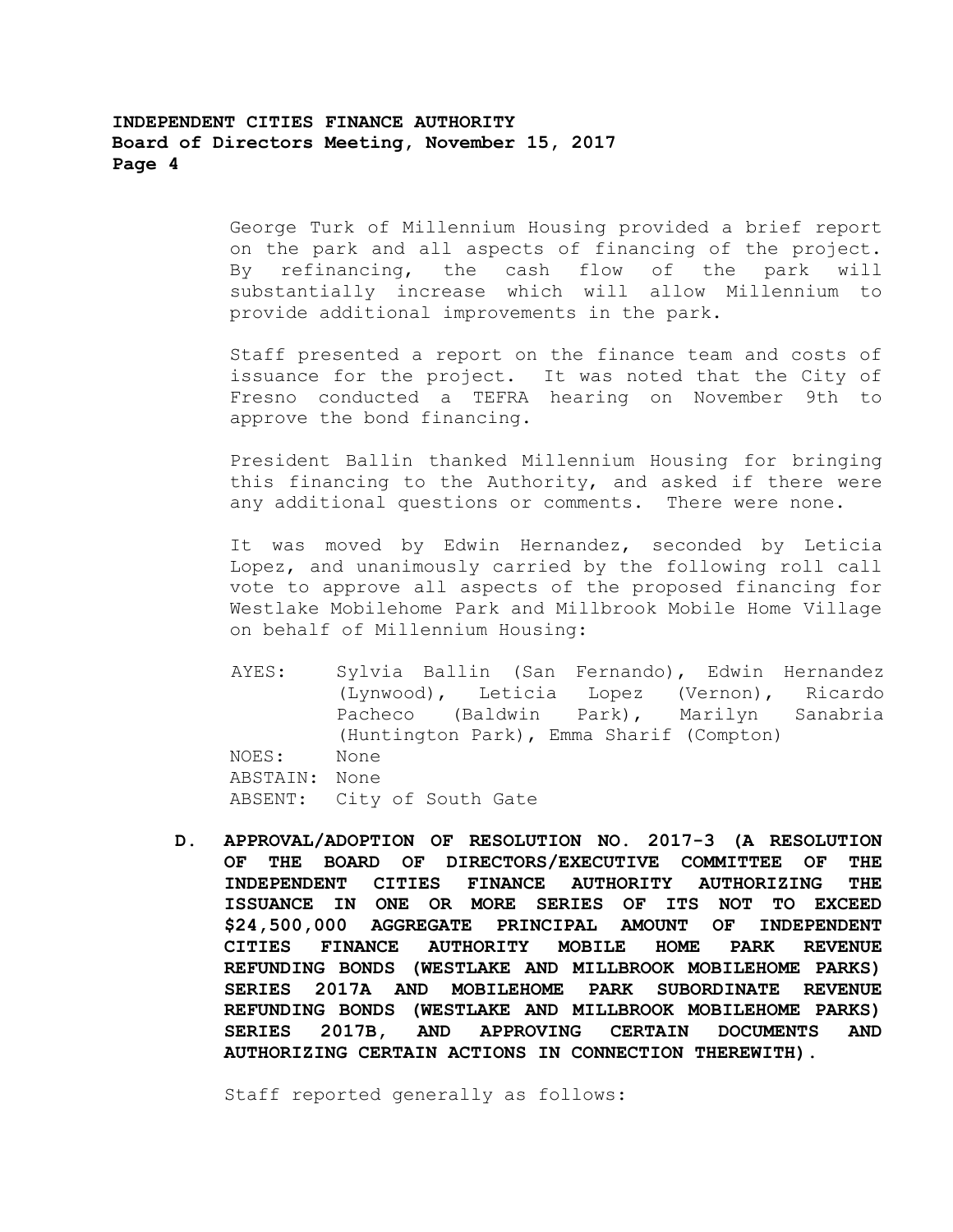George Turk of Millennium Housing provided a brief report on the park and all aspects of financing of the project. By refinancing, the cash flow of the park will substantially increase which will allow Millennium to provide additional improvements in the park.

Staff presented a report on the finance team and costs of issuance for the project. It was noted that the City of Fresno conducted a TEFRA hearing on November 9th to approve the bond financing.

President Ballin thanked Millennium Housing for bringing this financing to the Authority, and asked if there were any additional questions or comments. There were none.

It was moved by Edwin Hernandez, seconded by Leticia Lopez, and unanimously carried by the following roll call vote to approve all aspects of the proposed financing for Westlake Mobilehome Park and Millbrook Mobile Home Village on behalf of Millennium Housing:

AYES: Sylvia Ballin (San Fernando), Edwin Hernandez (Lynwood), Leticia Lopez (Vernon), Ricardo Pacheco (Baldwin Park), Marilyn Sanabria (Huntington Park), Emma Sharif (Compton)
NOES: None
ABSTAIN: None
ABSENT: City of South Gate

**D. APPROVAL/ADOPTION OF RESOLUTION NO. 2017-3 (A RESOLUTION OF THE BOARD OF DIRECTORS/EXECUTIVE COMMITTEE OF THE INDEPENDENT CITIES FINANCE AUTHORITY AUTHORIZING THE ISSUANCE IN ONE OR MORE SERIES OF ITS NOT TO EXCEED $24,500,000 AGGREGATE PRINCIPAL AMOUNT OF INDEPENDENT CITIES FINANCE AUTHORITY MOBILE HOME PARK REVENUE REFUNDING BONDS (WESTLAKE AND MILLBROOK MOBILEHOME PARKS) SERIES 2017A AND MOBILEHOME PARK SUBORDINATE REVENUE REFUNDING BONDS (WESTLAKE AND MILLBROOK MOBILEHOME PARKS) SERIES 2017B, AND APPROVING CERTAIN DOCUMENTS AND AUTHORIZING CERTAIN ACTIONS IN CONNECTION THEREWITH).**

Staff reported generally as follows: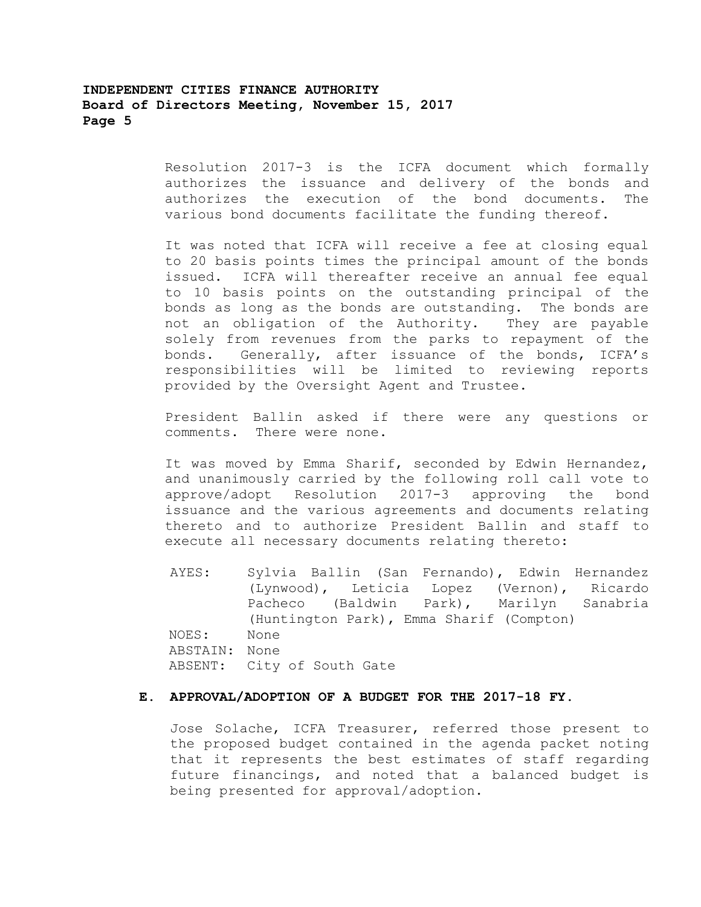Resolution 2017-3 is the ICFA document which formally authorizes the issuance and delivery of the bonds and authorizes the execution of the bond documents. The various bond documents facilitate the funding thereof.

It was noted that ICFA will receive a fee at closing equal to 20 basis points times the principal amount of the bonds issued. ICFA will thereafter receive an annual fee equal to 10 basis points on the outstanding principal of the bonds as long as the bonds are outstanding. The bonds are not an obligation of the Authority. They are payable solely from revenues from the parks to repayment of the bonds. Generally, after issuance of the bonds, ICFA's responsibilities will be limited to reviewing reports provided by the Oversight Agent and Trustee.

President Ballin asked if there were any questions or comments. There were none.

It was moved by Emma Sharif, seconded by Edwin Hernandez, and unanimously carried by the following roll call vote to approve/adopt Resolution 2017-3 approving the bond issuance and the various agreements and documents relating thereto and to authorize President Ballin and staff to execute all necessary documents relating thereto:

AYES: Sylvia Ballin (San Fernando), Edwin Hernandez (Lynwood), Leticia Lopez (Vernon), Ricardo Pacheco (Baldwin Park), Marilyn Sanabria (Huntington Park), Emma Sharif (Compton)
NOES: None
ABSTAIN: None
ABSENT: City of South Gate

**E. APPROVAL/ADOPTION OF A BUDGET FOR THE 2017-18 FY.**

Jose Solache, ICFA Treasurer, referred those present to the proposed budget contained in the agenda packet noting that it represents the best estimates of staff regarding future financings, and noted that a balanced budget is being presented for approval/adoption.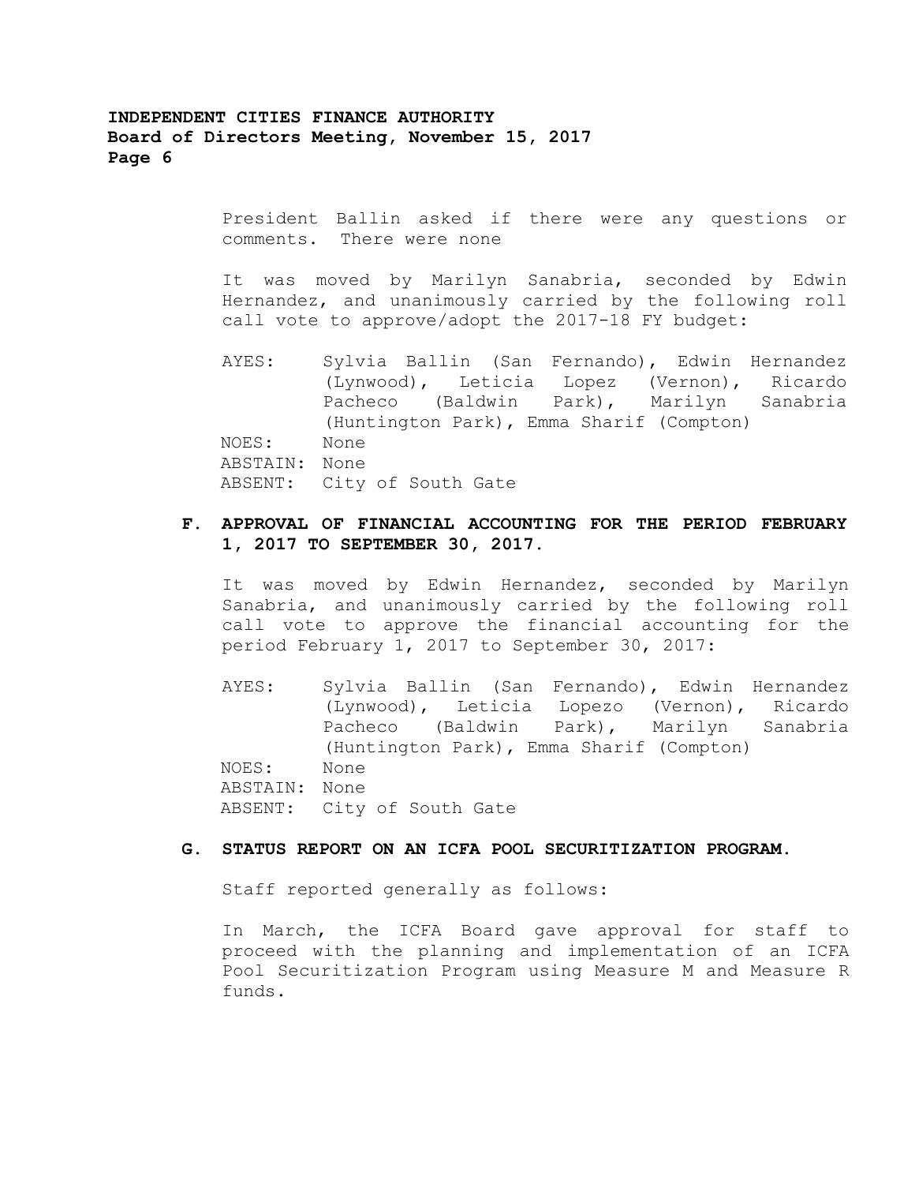President Ballin asked if there were any questions or comments. There were none

It was moved by Marilyn Sanabria, seconded by Edwin Hernandez, and unanimously carried by the following roll call vote to approve/adopt the 2017-18 FY budget:

AYES: Sylvia Ballin (San Fernando), Edwin Hernandez (Lynwood), Leticia Lopez (Vernon), Ricardo Pacheco (Baldwin Park), Marilyn Sanabria (Huntington Park), Emma Sharif (Compton)
NOES: None
ABSTAIN: None
ABSENT: City of South Gate

**F. APPROVAL OF FINANCIAL ACCOUNTING FOR THE PERIOD FEBRUARY 1, 2017 TO SEPTEMBER 30, 2017.**

It was moved by Edwin Hernandez, seconded by Marilyn Sanabria, and unanimously carried by the following roll call vote to approve the financial accounting for the period February 1, 2017 to September 30, 2017:

AYES: Sylvia Ballin (San Fernando), Edwin Hernandez (Lynwood), Leticia Lopezo (Vernon), Ricardo Pacheco (Baldwin Park), Marilyn Sanabria (Huntington Park), Emma Sharif (Compton)
NOES: None
ABSTAIN: None
ABSENT: City of South Gate

**G. STATUS REPORT ON AN ICFA POOL SECURITIZATION PROGRAM.**

Staff reported generally as follows:

In March, the ICFA Board gave approval for staff to proceed with the planning and implementation of an ICFA Pool Securitization Program using Measure M and Measure R funds.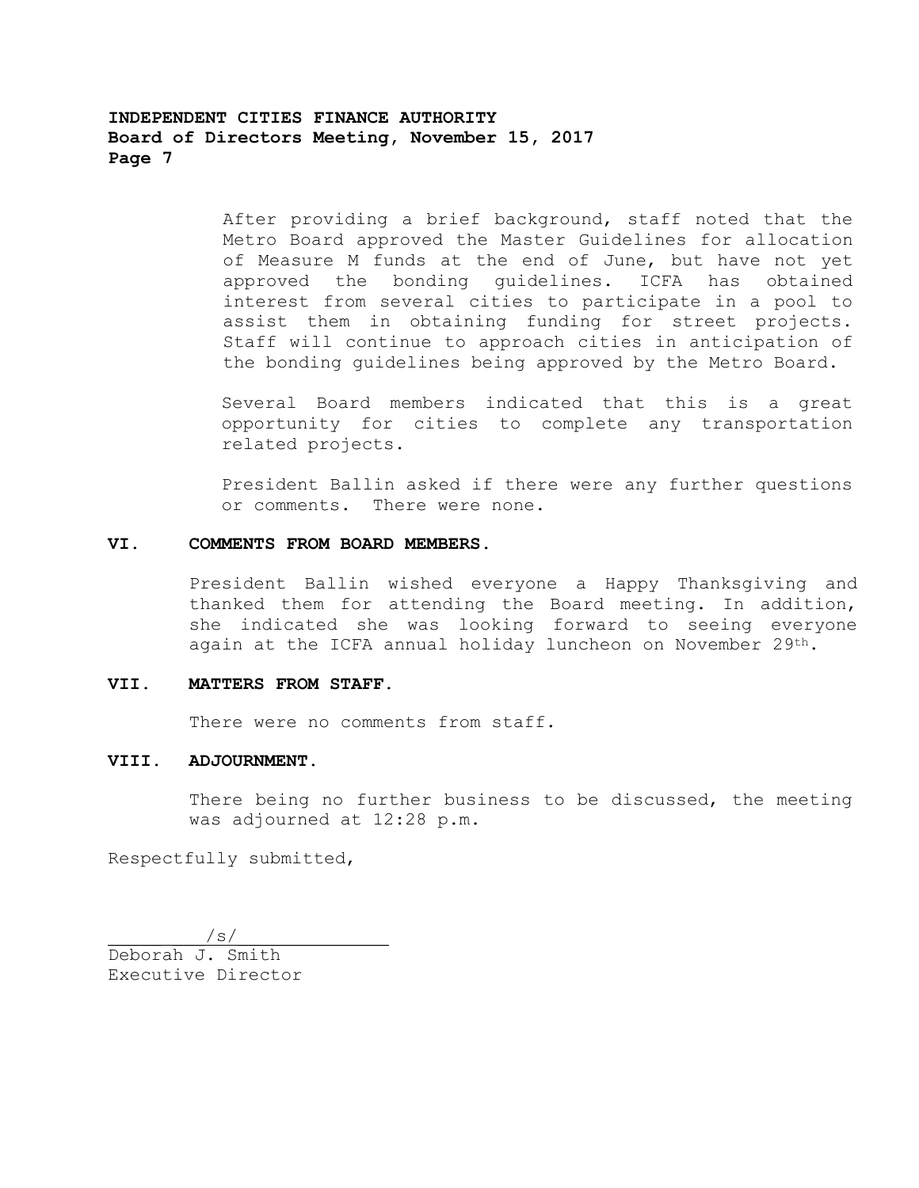After providing a brief background, staff noted that the Metro Board approved the Master Guidelines for allocation of Measure M funds at the end of June, but have not yet approved the bonding guidelines. ICFA has obtained interest from several cities to participate in a pool to assist them in obtaining funding for street projects. Staff will continue to approach cities in anticipation of the bonding guidelines being approved by the Metro Board.

Several Board members indicated that this is a great opportunity for cities to complete any transportation related projects.

President Ballin asked if there were any further questions or comments. There were none.

## VI. COMMENTS FROM BOARD MEMBERS.

President Ballin wished everyone a Happy Thanksgiving and thanked them for attending the Board meeting. In addition, she indicated she was looking forward to seeing everyone again at the ICFA annual holiday luncheon on November 29th.

## VII. MATTERS FROM STAFF.

There were no comments from staff.

## VIII. ADJOURNMENT.

There being no further business to be discussed, the meeting was adjourned at 12:28 p.m.

Respectfully submitted,

/s/

Deborah J. Smith
Executive Director